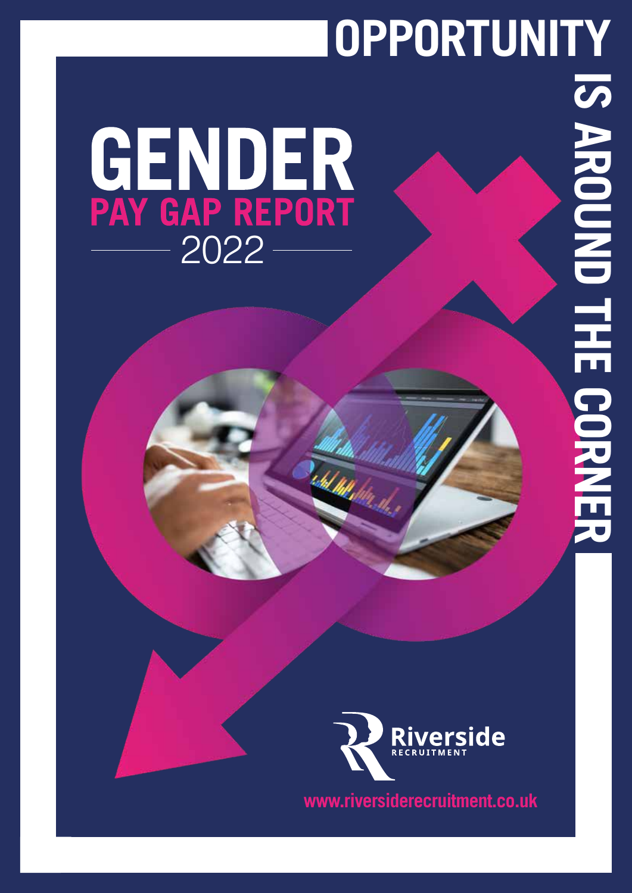# OPPORTUNITY IS AROUND THE CORNER

# GENDER

## PAY GAP REPORT

2022

Riverside RECRUITMENT

www.riversiderecruitment.co.uk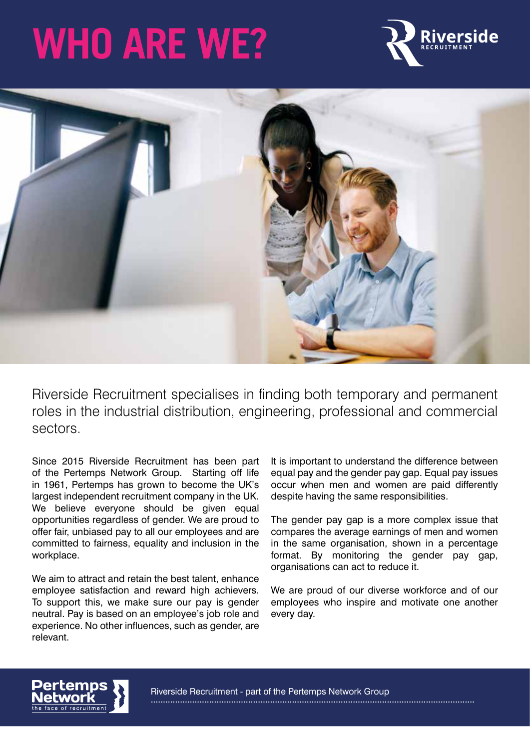# WHO ARE WE?

Riverside Recruitment specialises in finding both temporary and permanent roles in the industrial distribution, engineering, professional and commercial sectors.

Since 2015 Riverside Recruitment has been part of the Pertemps Network Group. Starting off life in 1961, Pertemps has grown to become the UK's largest independent recruitment company in the UK. We believe everyone should be given equal opportunities regardless of gender. We are proud to offer fair, unbiased pay to all our employees and are committed to fairness, equality and inclusion in the workplace.

We aim to attract and retain the best talent, enhance employee satisfaction and reward high achievers. To support this, we make sure our pay is gender neutral. Pay is based on an employee's job role and experience. No other influences, such as gender, are relevant.

It is important to understand the difference between equal pay and the gender pay gap. Equal pay issues occur when men and women are paid differently despite having the same responsibilities.

The gender pay gap is a more complex issue that compares the average earnings of men and women in the same organisation, shown in a percentage format. By monitoring the gender pay gap, organisations can act to reduce it.

We are proud of our diverse workforce and of our employees who inspire and motivate one another every day.

Riverside Recruitment - part of the Pertemps Network Group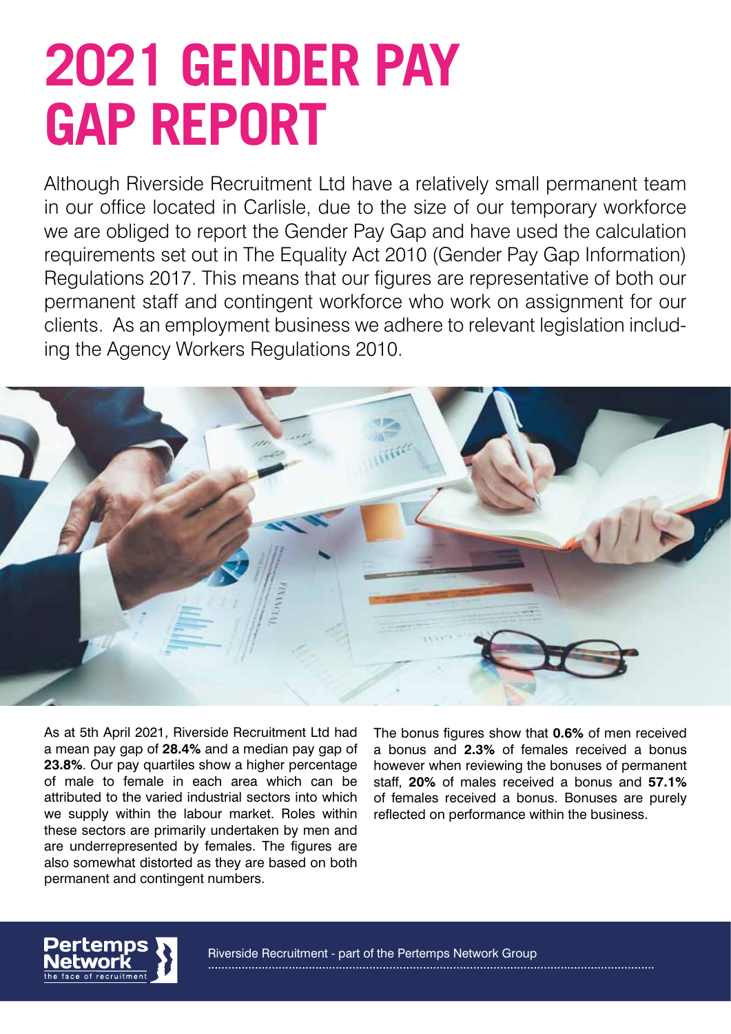# 2021 GENDER PAY GAP REPORT

Although Riverside Recruitment Ltd have a relatively small permanent team in our office located in Carlisle, due to the size of our temporary workforce we are obliged to report the Gender Pay Gap and have used the calculation requirements set out in The Equality Act 2010 (Gender Pay Gap Information) Regulations 2017. This means that our figures are representative of both our permanent staff and contingent workforce who work on assignment for our clients. As an employment business we adhere to relevant legislation including the Agency Workers Regulations 2010.

As at 5th April 2021, Riverside Recruitment Ltd had a mean pay gap of **28.4%** and a median pay gap of **23.8%**. Our pay quartiles show a higher percentage of male to female in each area which can be attributed to the varied industrial sectors into which we supply within the labour market. Roles within these sectors are primarily undertaken by men and are underrepresented by females. The figures are also somewhat distorted as they are based on both permanent and contingent numbers.

The bonus figures show that **0.6%** of men received a bonus and **2.3%** of females received a bonus however when reviewing the bonuses of permanent staff, **20%** of males received a bonus and **57.1%** of females received a bonus. Bonuses are purely reflected on performance within the business.

Riverside Recruitment - part of the Pertemps Network Group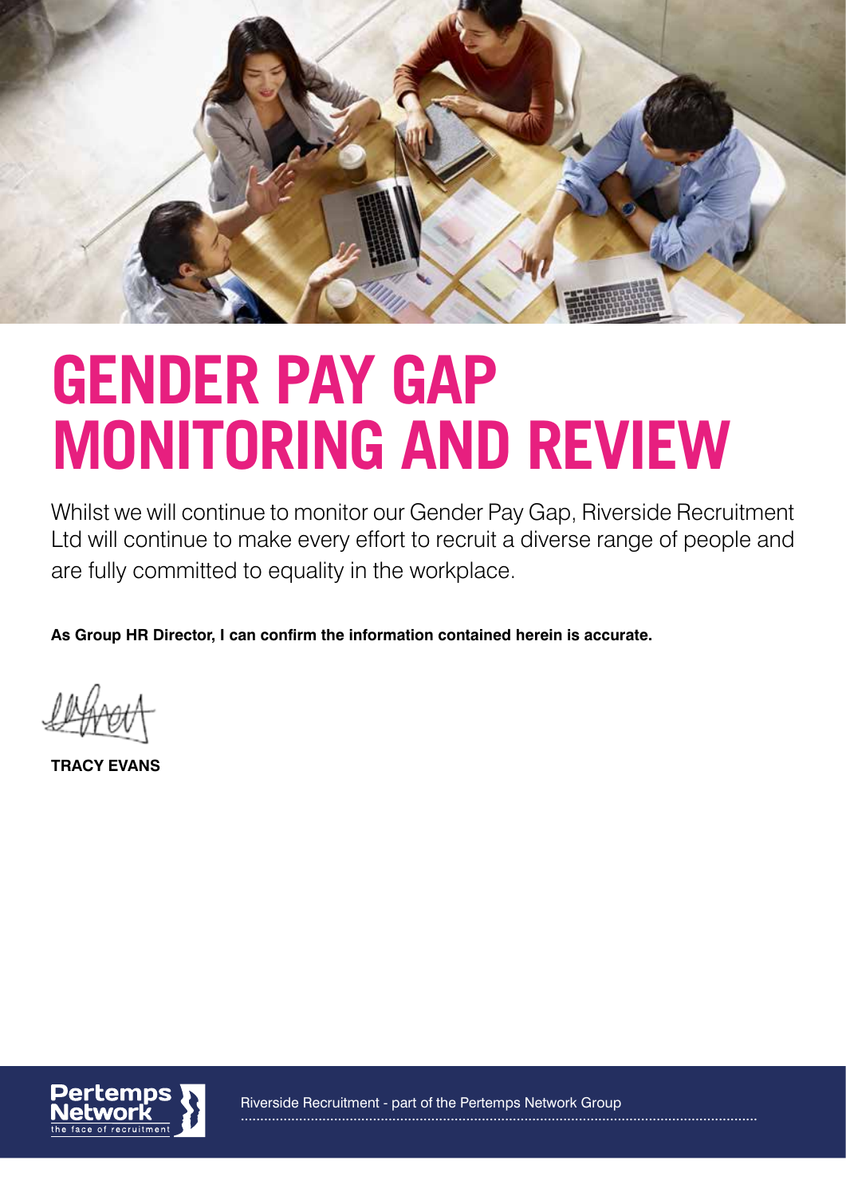# GENDER PAY GAP MONITORING AND REVIEW

Whilst we will continue to monitor our Gender Pay Gap, Riverside Recruitment Ltd will continue to make every effort to recruit a diverse range of people and are fully committed to equality in the workplace.

**As Group HR Director, I can confirm the information contained herein is accurate.**

**TRACY EVANS**

Riverside Recruitment - part of the Pertemps Network Group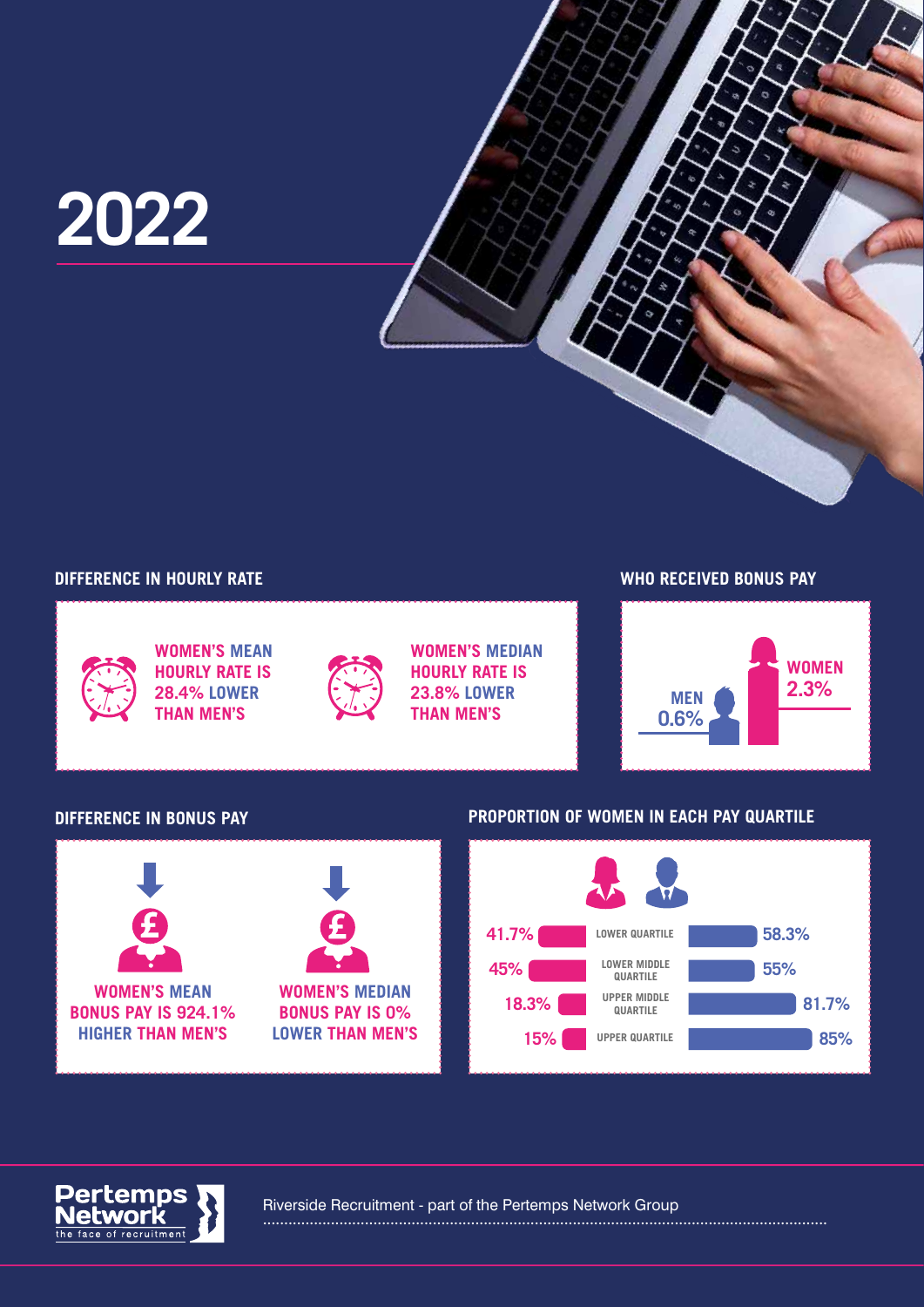# 2022

## DIFFERENCE IN HOURLY RATE

WOMEN'S MEAN HOURLY RATE IS 28.4% LOWER THAN MEN'S

WOMEN'S MEDIAN HOURLY RATE IS 23.8% LOWER THAN MEN'S

## WHO RECEIVED BONUS PAY

MEN 0.6%

WOMEN 2.3%

## DIFFERENCE IN BONUS PAY

WOMEN'S MEAN BONUS PAY IS 924.1% HIGHER THAN MEN'S

WOMEN'S MEDIAN BONUS PAY IS 0% LOWER THAN MEN'S

## PROPORTION OF WOMEN IN EACH PAY QUARTILE

41.7% LOWER QUARTILE 58.3%

45% LOWER MIDDLE QUARTILE 55%

18.3% UPPER MIDDLE QUARTILE 81.7%

15% UPPER QUARTILE 85%

Pertemps Network the face of recruitment

Riverside Recruitment - part of the Pertemps Network Group